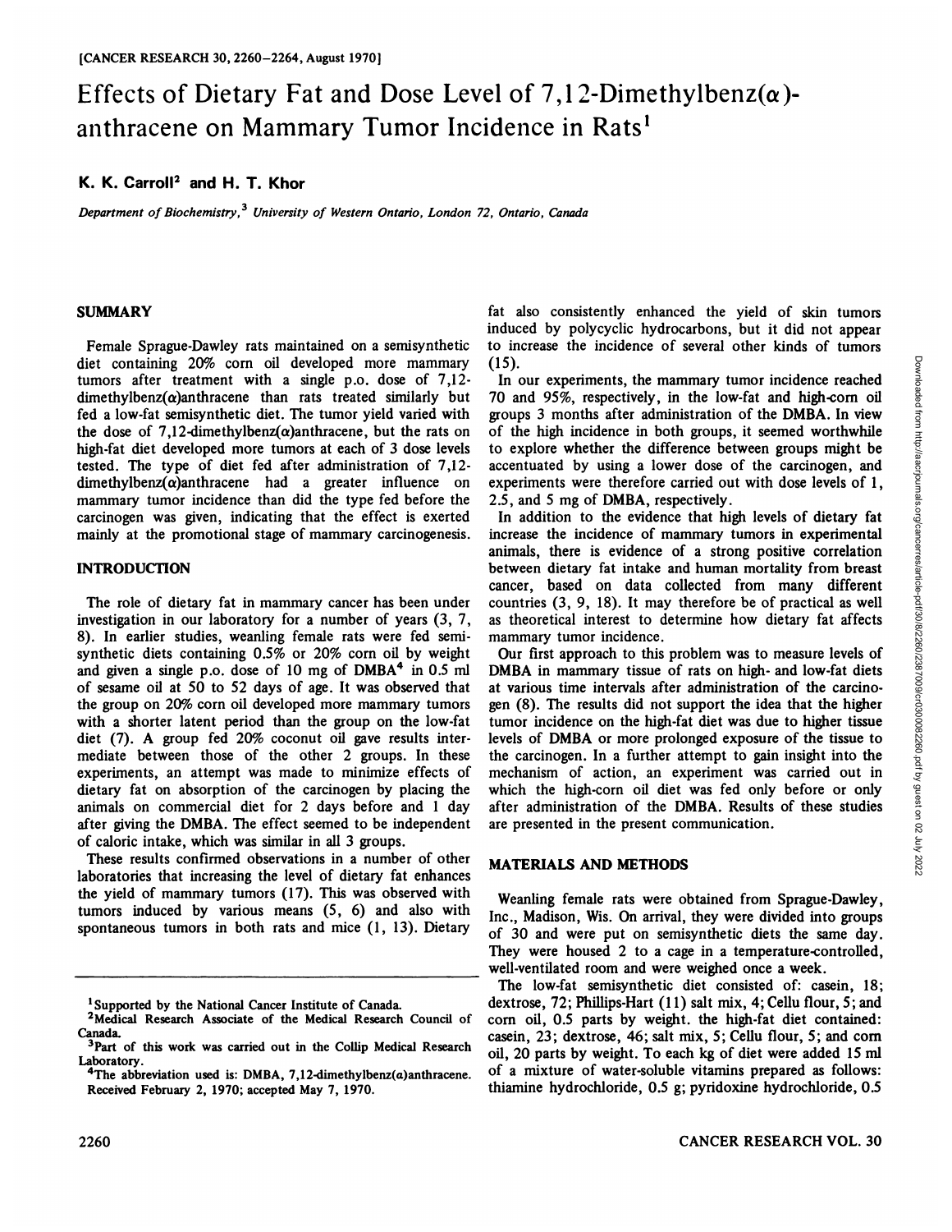# Effects of Dietary Fat and Dose Level of 7,12-Dimethylbenz(α)-anthracene on Mammary Tumor Incidence in Rats[1]

**K. K. Carroll[2] and H. T. Khor**

*Department of Biochemistry,[3] University of Western Ontario, London 72, Ontario, Canada*

## SUMMARY

Female Sprague-Dawley rats maintained on a semisynthetic diet containing 20% corn oil developed more mammary tumors after treatment with a single p.o. dose of 7,12-dimethylbenz(α)anthracene than rats treated similarly but fed a low-fat semisynthetic diet. The tumor yield varied with the dose of 7,12-dimethylbenz(α)anthracene, but the rats on high-fat diet developed more tumors at each of 3 dose levels tested. The type of diet fed after administration of 7,12-dimethylbenz(α)anthracene had a greater influence on mammary tumor incidence than did the type fed before the carcinogen was given, indicating that the effect is exerted mainly at the promotional stage of mammary carcinogenesis.

## INTRODUCTION

The role of dietary fat in mammary cancer has been under investigation in our laboratory for a number of years (3, 7, 8). In earlier studies, weanling female rats were fed semisynthetic diets containing 0.5% or 20% corn oil by weight and given a single p.o. dose of 10 mg of DMBA[4] in 0.5 ml of sesame oil at 50 to 52 days of age. It was observed that the group on 20% corn oil developed more mammary tumors with a shorter latent period than the group on the low-fat diet (7). A group fed 20% coconut oil gave results intermediate between those of the other 2 groups. In these experiments, an attempt was made to minimize effects of dietary fat on absorption of the carcinogen by placing the animals on commercial diet for 2 days before and 1 day after giving the DMBA. The effect seemed to be independent of caloric intake, which was similar in all 3 groups.

These results confirmed observations in a number of other laboratories that increasing the level of dietary fat enhances the yield of mammary tumors (17). This was observed with tumors induced by various means (5, 6) and also with spontaneous tumors in both rats and mice (1, 13). Dietary fat also consistently enhanced the yield of skin tumors induced by polycyclic hydrocarbons, but it did not appear to increase the incidence of several other kinds of tumors (15).

In our experiments, the mammary tumor incidence reached 70 and 95%, respectively, in the low-fat and high-corn oil groups 3 months after administration of the DMBA. In view of the high incidence in both groups, it seemed worthwhile to explore whether the difference between groups might be accentuated by using a lower dose of the carcinogen, and experiments were therefore carried out with dose levels of 1, 2.5, and 5 mg of DMBA, respectively.

In addition to the evidence that high levels of dietary fat increase the incidence of mammary tumors in experimental animals, there is evidence of a strong positive correlation between dietary fat intake and human mortality from breast cancer, based on data collected from many different countries (3, 9, 18). It may therefore be of practical as well as theoretical interest to determine how dietary fat affects mammary tumor incidence.

Our first approach to this problem was to measure levels of DMBA in mammary tissue of rats on high- and low-fat diets at various time intervals after administration of the carcinogen (8). The results did not support the idea that the higher tumor incidence on the high-fat diet was due to higher tissue levels of DMBA or more prolonged exposure of the tissue to the carcinogen. In a further attempt to gain insight into the mechanism of action, an experiment was carried out in which the high-corn oil diet was fed only before or only after administration of the DMBA. Results of these studies are presented in the present communication.

## MATERIALS AND METHODS

Weanling female rats were obtained from Sprague-Dawley, Inc., Madison, Wis. On arrival, they were divided into groups of 30 and were put on semisynthetic diets the same day. They were housed 2 to a cage in a temperature-controlled, well-ventilated room and were weighed once a week.

The low-fat semisynthetic diet consisted of: casein, 18; dextrose, 72; Phillips-Hart (11) salt mix, 4; Cellu flour, 5; and corn oil, 0.5 parts by weight. the high-fat diet contained: casein, 23; dextrose, 46; salt mix, 5; Cellu flour, 5; and corn oil, 20 parts by weight. To each kg of diet were added 15 ml of a mixture of water-soluble vitamins prepared as follows: thiamine hydrochloride, 0.5 g; pyridoxine hydrochloride, 0.5

---

[1] Supported by the National Cancer Institute of Canada.

[2] Medical Research Associate of the Medical Research Council of Canada.

[3] Part of this work was carried out in the Collip Medical Research Laboratory.

[4] The abbreviation used is: DMBA, 7,12-dimethylbenz(α)anthracene.

Received February 2, 1970; accepted May 7, 1970.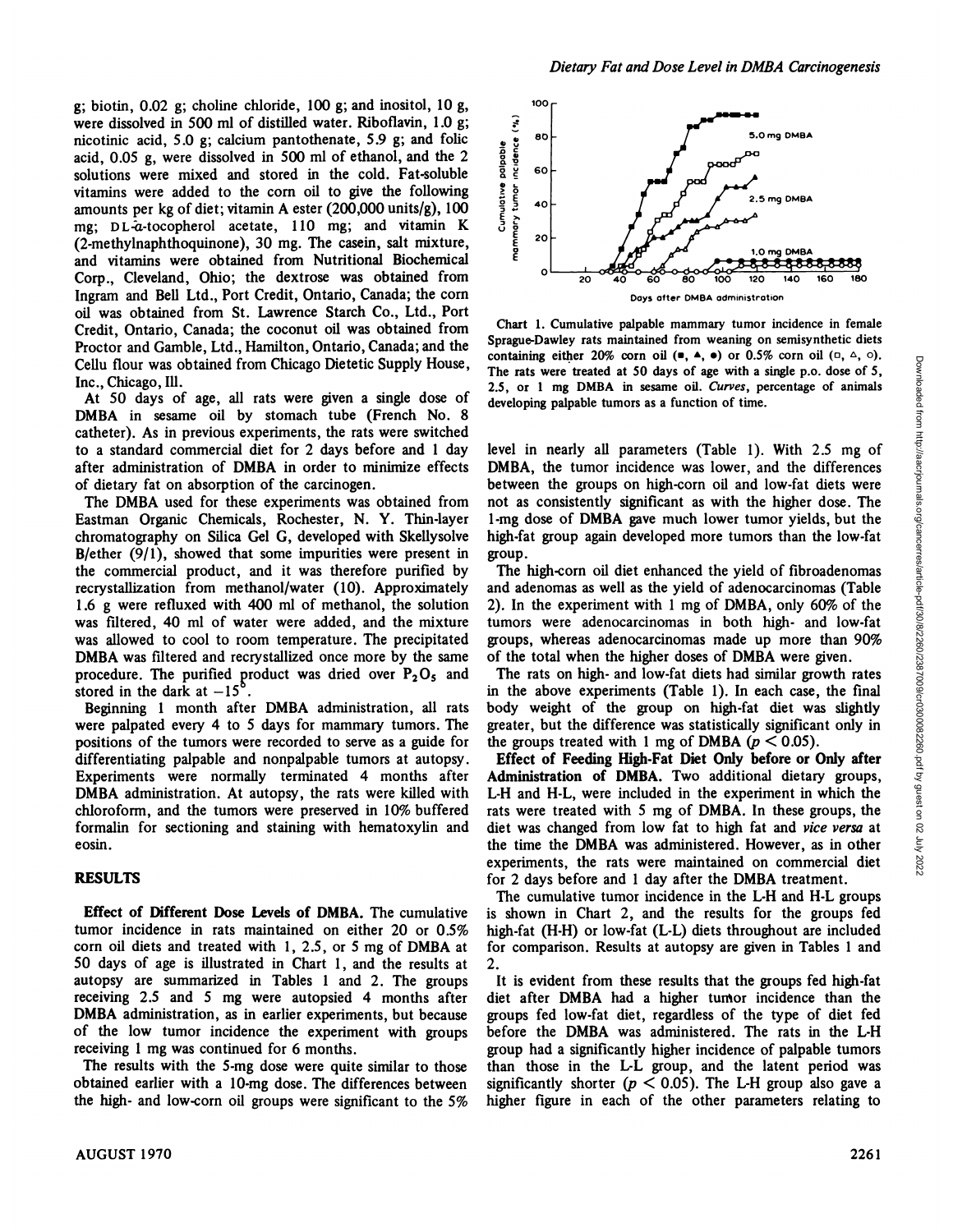g; biotin, 0.02 g; choline chloride, 100 g; and inositol, 10 g, were dissolved in 500 ml of distilled water. Riboflavin, 1.0 g; nicotinic acid, 5.0 g; calcium pantothenate, 5.9 g; and folic acid, 0.05 g, were dissolved in 500 ml of ethanol, and the 2 solutions were mixed and stored in the cold. Fat-soluble vitamins were added to the corn oil to give the following amounts per kg of diet; vitamin A ester (200,000 units/g), 100 mg; DL-α-tocopherol acetate, 110 mg; and vitamin K (2-methylnaphthoquinone), 30 mg. The casein, salt mixture, and vitamins were obtained from Nutritional Biochemical Corp., Cleveland, Ohio; the dextrose was obtained from Ingram and Bell Ltd., Port Credit, Ontario, Canada; the corn oil was obtained from St. Lawrence Starch Co., Ltd., Port Credit, Ontario, Canada; the coconut oil was obtained from Proctor and Gamble, Ltd., Hamilton, Ontario, Canada; and the Cellu flour was obtained from Chicago Dietetic Supply House, Inc., Chicago, Ill.

At 50 days of age, all rats were given a single dose of DMBA in sesame oil by stomach tube (French No. 8 catheter). As in previous experiments, the rats were switched to a standard commercial diet for 2 days before and 1 day after administration of DMBA in order to minimize effects of dietary fat on absorption of the carcinogen.

The DMBA used for these experiments was obtained from Eastman Organic Chemicals, Rochester, N. Y. Thin-layer chromatography on Silica Gel G, developed with Skellysolve B/ether (9/1), showed that some impurities were present in the commercial product, and it was therefore purified by recrystallization from methanol/water (10). Approximately 1.6 g were refluxed with 400 ml of methanol, the solution was filtered, 40 ml of water were added, and the mixture was allowed to cool to room temperature. The precipitated DMBA was filtered and recrystallized once more by the same procedure. The purified product was dried over $P_2O_5$ and stored in the dark at $-15°$.

Beginning 1 month after DMBA administration, all rats were palpated every 4 to 5 days for mammary tumors. The positions of the tumors were recorded to serve as a guide for differentiating palpable and nonpalpable tumors at autopsy. Experiments were normally terminated 4 months after DMBA administration. At autopsy, the rats were killed with chloroform, and the tumors were preserved in 10% buffered formalin for sectioning and staining with hematoxylin and eosin.

## RESULTS

**Effect of Different Dose Levels of DMBA.** The cumulative tumor incidence in rats maintained on either 20 or 0.5% corn oil diets and treated with 1, 2.5, or 5 mg of DMBA at 50 days of age is illustrated in Chart 1, and the results at autopsy are summarized in Tables 1 and 2. The groups receiving 2.5 and 5 mg were autopsied 4 months after DMBA administration, as in earlier experiments, but because of the low tumor incidence the experiment with groups receiving 1 mg was continued for 6 months.

The results with the 5-mg dose were quite similar to those obtained earlier with a 10-mg dose. The differences between the high- and low-corn oil groups were significant to the 5% level in nearly all parameters (Table 1). With 2.5 mg of DMBA, the tumor incidence was lower, and the differences between the groups on high-corn oil and low-fat diets were not as consistently significant as with the higher dose. The 1-mg dose of DMBA gave much lower tumor yields, but the high-fat group again developed more tumors than the low-fat group.

Chart 1. Cumulative palpable mammary tumor incidence in female Sprague-Dawley rats maintained from weaning on semisynthetic diets containing either 20% corn oil (■, ▲, ●) or 0.5% corn oil (□, △, ○). The rats were treated at 50 days of age with a single p.o. dose of 5, 2.5, or 1 mg DMBA in sesame oil. *Curves*, percentage of animals developing palpable tumors as a function of time.

The high-corn oil diet enhanced the yield of fibroadenomas and adenomas as well as the yield of adenocarcinomas (Table 2). In the experiment with 1 mg of DMBA, only 60% of the tumors were adenocarcinomas in both high- and low-fat groups, whereas adenocarcinomas made up more than 90% of the total when the higher doses of DMBA were given.

The rats on high- and low-fat diets had similar growth rates in the above experiments (Table 1). In each case, the final body weight of the group on high-fat diet was slightly greater, but the difference was statistically significant only in the groups treated with 1 mg of DMBA ($p < 0.05$).

**Effect of Feeding High-Fat Diet Only before or Only after Administration of DMBA.** Two additional dietary groups, L-H and H-L, were included in the experiment in which the rats were treated with 5 mg of DMBA. In these groups, the diet was changed from low fat to high fat and *vice versa* at the time the DMBA was administered. However, as in other experiments, the rats were maintained on commercial diet for 2 days before and 1 day after the DMBA treatment.

The cumulative tumor incidence in the L-H and H-L groups is shown in Chart 2, and the results for the groups fed high-fat (H-H) or low-fat (L-L) diets throughout are included for comparison. Results at autopsy are given in Tables 1 and 2.

It is evident from these results that the groups fed high-fat diet after DMBA had a higher tumor incidence than the groups fed low-fat diet, regardless of the type of diet fed before the DMBA was administered. The rats in the L-H group had a significantly higher incidence of palpable tumors than those in the L-L group, and the latent period was significantly shorter ($p < 0.05$). The L-H group also gave a higher figure in each of the other parameters relating to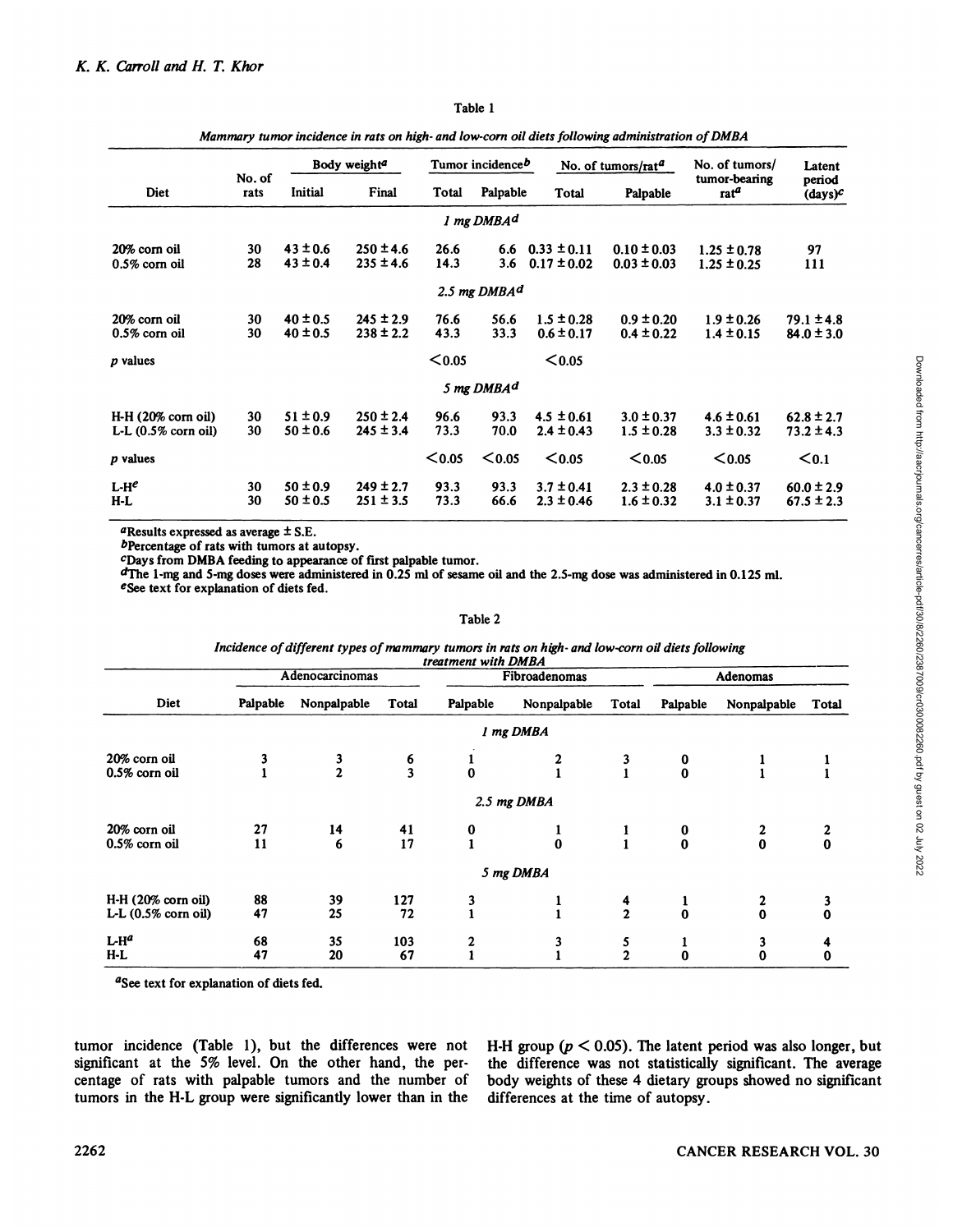Table 1

*Mammary tumor incidence in rats on high- and low-corn oil diets following administration of DMBA*

| Diet | No. of rats | Body weight[a] | | Tumor incidence[b] | | No. of tumors/rat[a] | | No. of tumors/ tumor-bearing rat[a] | Latent period (days)[c] |
|---|---|---|---|---|---|---|---|---|---|
| | | Initial | Final | Total | Palpable | Total | Palpable | | |
| *1 mg DMBA[d]* | | | | | | | | | |
| 20% corn oil | 30 | 43 ± 0.6 | 250 ± 4.6 | 26.6 | 6.6 | 0.33 ± 0.11 | 0.10 ± 0.03 | 1.25 ± 0.78 | 97 |
| 0.5% corn oil | 28 | 43 ± 0.4 | 235 ± 4.6 | 14.3 | 3.6 | 0.17 ± 0.02 | 0.03 ± 0.03 | 1.25 ± 0.25 | 111 |
| *2.5 mg DMBA[d]* | | | | | | | | | |
| 20% corn oil | 30 | 40 ± 0.5 | 245 ± 2.9 | 76.6 | 56.6 | 1.5 ± 0.28 | 0.9 ± 0.20 | 1.9 ± 0.26 | 79.1 ± 4.8 |
| 0.5% corn oil | 30 | 40 ± 0.5 | 238 ± 2.2 | 43.3 | 33.3 | 0.6 ± 0.17 | 0.4 ± 0.22 | 1.4 ± 0.15 | 84.0 ± 3.0 |
| *p* values | | | | <0.05 | | <0.05 | | | |
| *5 mg DMBA[d]* | | | | | | | | | |
| H-H (20% corn oil) | 30 | 51 ± 0.9 | 250 ± 2.4 | 96.6 | 93.3 | 4.5 ± 0.61 | 3.0 ± 0.37 | 4.6 ± 0.61 | 62.8 ± 2.7 |
| L-L (0.5% corn oil) | 30 | 50 ± 0.6 | 245 ± 3.4 | 73.3 | 70.0 | 2.4 ± 0.43 | 1.5 ± 0.28 | 3.3 ± 0.32 | 73.2 ± 4.3 |
| *p* values | | | | <0.05 | <0.05 | <0.05 | <0.05 | <0.05 | <0.1 |
| L-H[e] | 30 | 50 ± 0.9 | 249 ± 2.7 | 93.3 | 93.3 | 3.7 ± 0.41 | 2.3 ± 0.28 | 4.0 ± 0.37 | 60.0 ± 2.9 |
| H-L | 30 | 50 ± 0.5 | 251 ± 3.5 | 73.3 | 66.6 | 2.3 ± 0.46 | 1.6 ± 0.32 | 3.1 ± 0.37 | 67.5 ± 2.3 |

[a]Results expressed as average ± S.E.
[b]Percentage of rats with tumors at autopsy.
[c]Days from DMBA feeding to appearance of first palpable tumor.
[d]The 1-mg and 5-mg doses were administered in 0.25 ml of sesame oil and the 2.5-mg dose was administered in 0.125 ml.
[e]See text for explanation of diets fed.

Table 2

*Incidence of different types of mammary tumors in rats on high- and low-corn oil diets following treatment with DMBA*

| Diet | Adenocarcinomas | | | Fibroadenomas | | | Adenomas | | |
|---|---|---|---|---|---|---|---|---|---|
| | Palpable | Nonpalpable | Total | Palpable | Nonpalpable | Total | Palpable | Nonpalpable | Total |
| *1 mg DMBA* | | | | | | | | | |
| 20% corn oil | 3 | 3 | 6 | 1 | 2 | 3 | 0 | 1 | 1 |
| 0.5% corn oil | 1 | 2 | 3 | 0 | 1 | 1 | 0 | 1 | 1 |
| *2.5 mg DMBA* | | | | | | | | | |
| 20% corn oil | 27 | 14 | 41 | 0 | 1 | 1 | 0 | 2 | 2 |
| 0.5% corn oil | 11 | 6 | 17 | 1 | 0 | 1 | 0 | 0 | 0 |
| *5 mg DMBA* | | | | | | | | | |
| H-H (20% corn oil) | 88 | 39 | 127 | 3 | 1 | 4 | 1 | 2 | 3 |
| L-L (0.5% corn oil) | 47 | 25 | 72 | 1 | 1 | 2 | 0 | 0 | 0 |
| L-H[a] | 68 | 35 | 103 | 2 | 3 | 5 | 1 | 3 | 4 |
| H-L | 47 | 20 | 67 | 1 | 1 | 2 | 0 | 0 | 0 |

[a]See text for explanation of diets fed.

tumor incidence (Table 1), but the differences were not significant at the 5% level. On the other hand, the percentage of rats with palpable tumors and the number of tumors in the H-L group were significantly lower than in the H-H group ($p < 0.05$). The latent period was also longer, but the difference was not statistically significant. The average body weights of these 4 dietary groups showed no significant differences at the time of autopsy.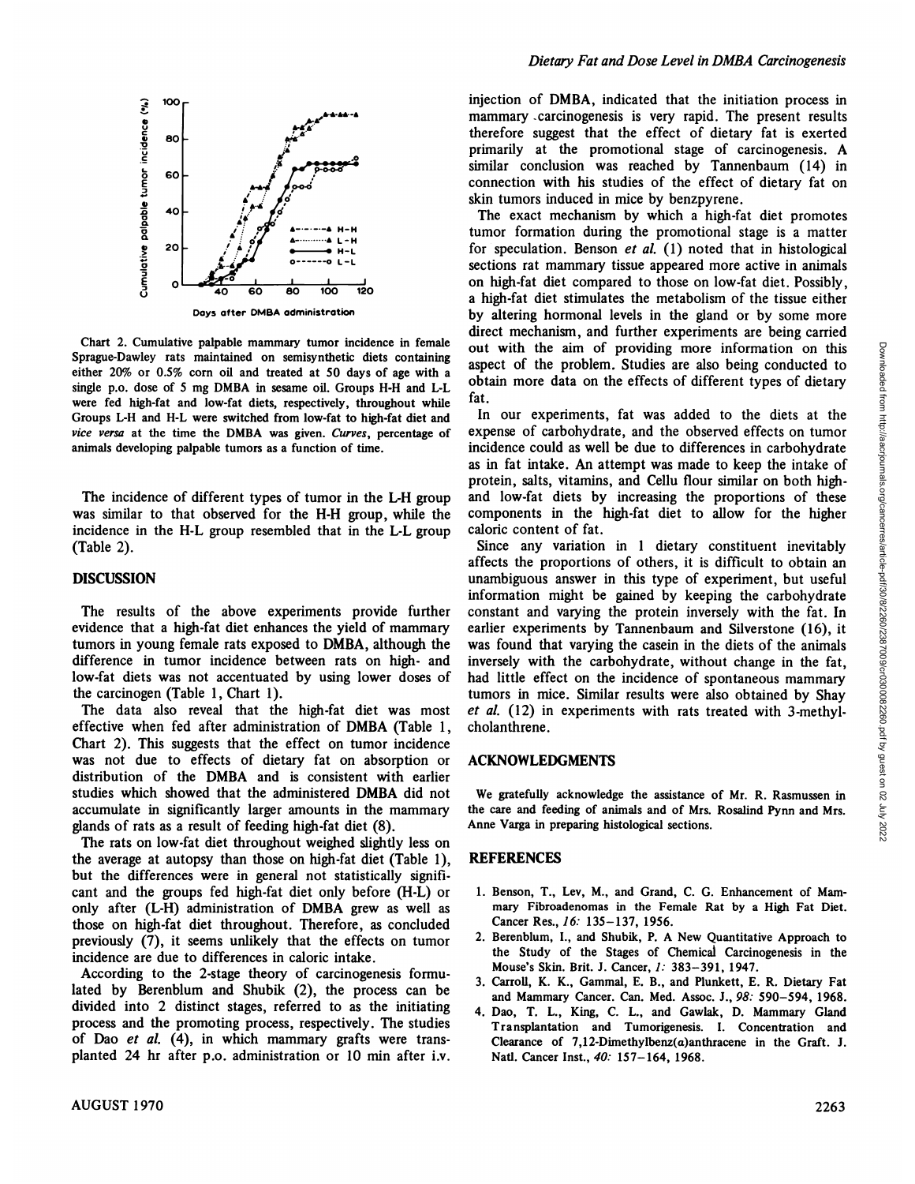Chart 2. Cumulative palpable mammary tumor incidence in female Sprague-Dawley rats maintained on semisynthetic diets containing either 20% or 0.5% corn oil and treated at 50 days of age with a single p.o. dose of 5 mg DMBA in sesame oil. Groups H-H and L-L were fed high-fat and low-fat diets, respectively, throughout while Groups L-H and H-L were switched from low-fat to high-fat diet and *vice versa* at the time the DMBA was given. *Curves*, percentage of animals developing palpable tumors as a function of time.

The incidence of different types of tumor in the L-H group was similar to that observed for the H-H group, while the incidence in the H-L group resembled that in the L-L group (Table 2).

## DISCUSSION

The results of the above experiments provide further evidence that a high-fat diet enhances the yield of mammary tumors in young female rats exposed to DMBA, although the difference in tumor incidence between rats on high- and low-fat diets was not accentuated by using lower doses of the carcinogen (Table 1, Chart 1).

The data also reveal that the high-fat diet was most effective when fed after administration of DMBA (Table 1, Chart 2). This suggests that the effect on tumor incidence was not due to effects of dietary fat on absorption or distribution of the DMBA and is consistent with earlier studies which showed that the administered DMBA did not accumulate in significantly larger amounts in the mammary glands of rats as a result of feeding high-fat diet (8).

The rats on low-fat diet throughout weighed slightly less on the average at autopsy than those on high-fat diet (Table 1), but the differences were in general not statistically significant and the groups fed high-fat diet only before (H-L) or only after (L-H) administration of DMBA grew as well as those on high-fat diet throughout. Therefore, as concluded previously (7), it seems unlikely that the effects on tumor incidence are due to differences in caloric intake.

According to the 2-stage theory of carcinogenesis formulated by Berenblum and Shubik (2), the process can be divided into 2 distinct stages, referred to as the initiating process and the promoting process, respectively. The studies of Dao *et al.* (4), in which mammary grafts were transplanted 24 hr after p.o. administration or 10 min after i.v. injection of DMBA, indicated that the initiation process in mammary carcinogenesis is very rapid. The present results therefore suggest that the effect of dietary fat is exerted primarily at the promotional stage of carcinogenesis. A similar conclusion was reached by Tannenbaum (14) in connection with his studies of the effect of dietary fat on skin tumors induced in mice by benzpyrene.

The exact mechanism by which a high-fat diet promotes tumor formation during the promotional stage is a matter for speculation. Benson *et al.* (1) noted that in histological sections rat mammary tissue appeared more active in animals on high-fat diet compared to those on low-fat diet. Possibly, a high-fat diet stimulates the metabolism of the tissue either by altering hormonal levels in the gland or by some more direct mechanism, and further experiments are being carried out with the aim of providing more information on this aspect of the problem. Studies are also being conducted to obtain more data on the effects of different types of dietary fat.

In our experiments, fat was added to the diets at the expense of carbohydrate, and the observed effects on tumor incidence could as well be due to differences in carbohydrate as in fat intake. An attempt was made to keep the intake of protein, salts, vitamins, and Cellu flour similar on both high- and low-fat diets by increasing the proportions of these components in the high-fat diet to allow for the higher caloric content of fat.

Since any variation in 1 dietary constituent inevitably affects the proportions of others, it is difficult to obtain an unambiguous answer in this type of experiment, but useful information might be gained by keeping the carbohydrate constant and varying the protein inversely with the fat. In earlier experiments by Tannenbaum and Silverstone (16), it was found that varying the casein in the diets of the animals inversely with the carbohydrate, without change in the fat, had little effect on the incidence of spontaneous mammary tumors in mice. Similar results were also obtained by Shay *et al.* (12) in experiments with rats treated with 3-methylcholanthrene.

## ACKNOWLEDGMENTS

We gratefully acknowledge the assistance of Mr. R. Rasmussen in the care and feeding of animals and of Mrs. Rosalind Pynn and Mrs. Anne Varga in preparing histological sections.

## REFERENCES

1. Benson, T., Lev, M., and Grand, C. G. Enhancement of Mammary Fibroadenomas in the Female Rat by a High Fat Diet. Cancer Res., *16:* 135–137, 1956.
2. Berenblum, I., and Shubik, P. A New Quantitative Approach to the Study of the Stages of Chemical Carcinogenesis in the Mouse's Skin. Brit. J. Cancer, *1:* 383–391, 1947.
3. Carroll, K. K., Gammal, E. B., and Plunkett, E. R. Dietary Fat and Mammary Cancer. Can. Med. Assoc. J., *98:* 590–594, 1968.
4. Dao, T. L., King, C. L., and Gawlak, D. Mammary Gland Transplantation and Tumorigenesis. I. Concentration and Clearance of 7,12-Dimethylbenz(α)anthracene in the Graft. J. Natl. Cancer Inst., *40:* 157–164, 1968.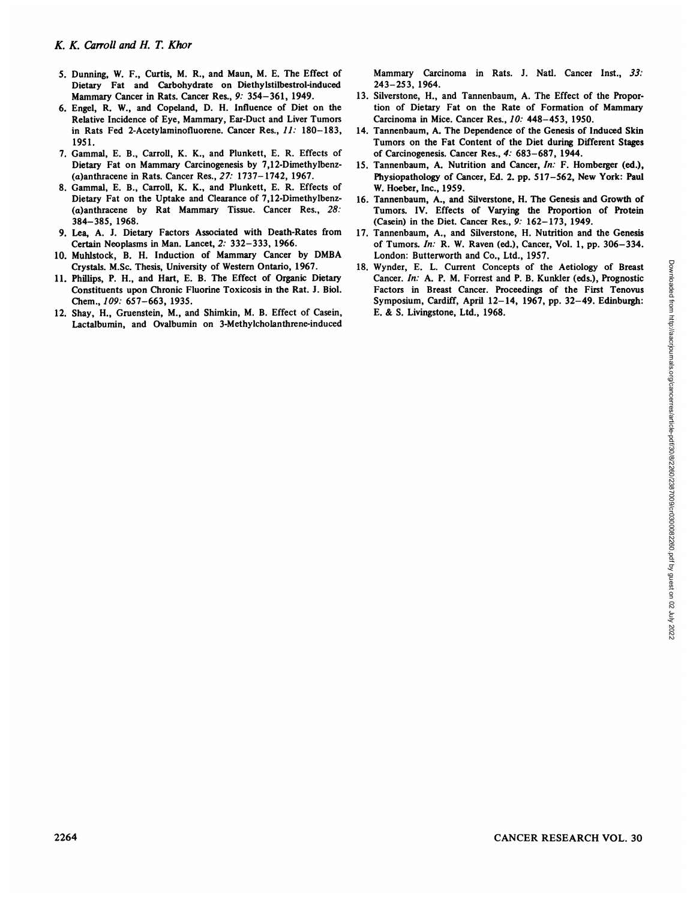5. Dunning, W. F., Curtis, M. R., and Maun, M. E. The Effect of Dietary Fat and Carbohydrate on Diethylstilbestrol-induced Mammary Cancer in Rats. Cancer Res., *9:* 354–361, 1949.
6. Engel, R. W., and Copeland, D. H. Influence of Diet on the Relative Incidence of Eye, Mammary, Ear-Duct and Liver Tumors in Rats Fed 2-Acetylaminofluorene. Cancer Res., *11:* 180–183, 1951.
7. Gammal, E. B., Carroll, K. K., and Plunkett, E. R. Effects of Dietary Fat on Mammary Carcinogenesis by 7,12-Dimethylbenz(*a*)anthracene in Rats. Cancer Res., *27:* 1737–1742, 1967.
8. Gammal, E. B., Carroll, K. K., and Plunkett, E. R. Effects of Dietary Fat on the Uptake and Clearance of 7,12-Dimethylbenz(*a*)anthracene by Rat Mammary Tissue. Cancer Res., *28:* 384–385, 1968.
9. Lea, A. J. Dietary Factors Associated with Death-Rates from Certain Neoplasms in Man. Lancet, *2:* 332–333, 1966.
10. Muhlstock, B. H. Induction of Mammary Cancer by DMBA Crystals. M.Sc. Thesis, University of Western Ontario, 1967.
11. Phillips, P. H., and Hart, E. B. The Effect of Organic Dietary Constituents upon Chronic Fluorine Toxicosis in the Rat. J. Biol. Chem., *109:* 657–663, 1935.
12. Shay, H., Gruenstein, M., and Shimkin, M. B. Effect of Casein, Lactalbumin, and Ovalbumin on 3-Methylcholanthrene-induced Mammary Carcinoma in Rats. J. Natl. Cancer Inst., *33:* 243–253, 1964.
13. Silverstone, H., and Tannenbaum, A. The Effect of the Proportion of Dietary Fat on the Rate of Formation of Mammary Carcinoma in Mice. Cancer Res., *10:* 448–453, 1950.
14. Tannenbaum, A. The Dependence of the Genesis of Induced Skin Tumors on the Fat Content of the Diet during Different Stages of Carcinogenesis. Cancer Res., *4:* 683–687, 1944.
15. Tannenbaum, A. Nutrition and Cancer, *In:* F. Homberger (ed.), Physiopathology of Cancer, Ed. 2. pp. 517–562, New York: Paul W. Hoeber, Inc., 1959.
16. Tannenbaum, A., and Silverstone, H. The Genesis and Growth of Tumors. IV. Effects of Varying the Proportion of Protein (Casein) in the Diet. Cancer Res., *9:* 162–173, 1949.
17. Tannenbaum, A., and Silverstone, H. Nutrition and the Genesis of Tumors. *In:* R. W. Raven (ed.), Cancer, Vol. 1, pp. 306–334. London: Butterworth and Co., Ltd., 1957.
18. Wynder, E. L. Current Concepts of the Aetiology of Breast Cancer. *In:* A. P. M. Forrest and P. B. Kunkler (eds.), Prognostic Factors in Breast Cancer. Proceedings of the First Tenovus Symposium, Cardiff, April 12–14, 1967, pp. 32–49. Edinburgh: E. & S. Livingstone, Ltd., 1968.